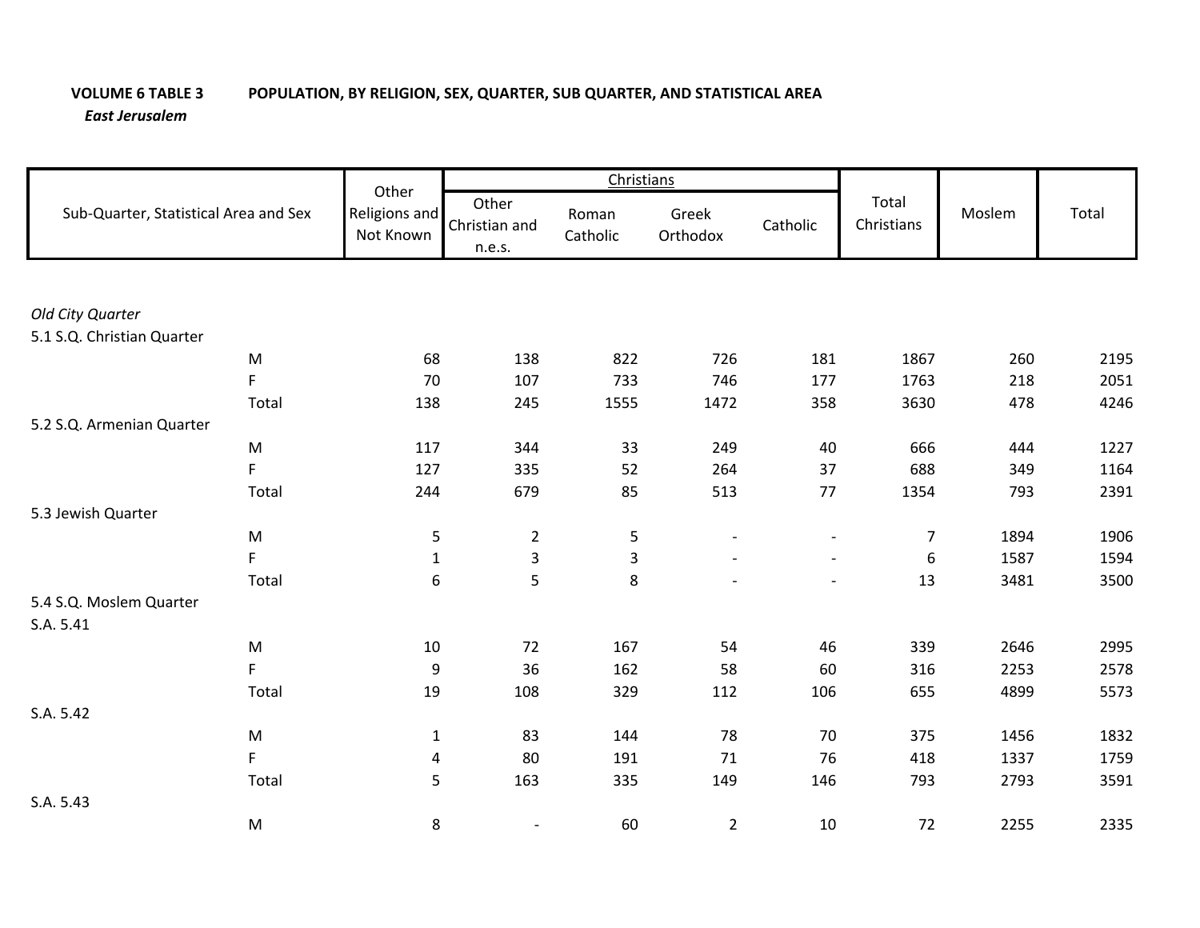**VOLUME 6 TABLE 3** **POPULATION, BY RELIGION, SEX, QUARTER, SUB QUARTER, AND STATISTICAL AREA**

***East Jerusalem***

| Sub-Quarter, Statistical Area and Sex | | Other Religions and Not Known | Christians | | | | Total Christians | Moslem | Total |
|---|---|---|---|---|---|---|---|---|---|
| | | | Other Christian and n.e.s. | Roman Catholic | Greek Orthodox | Catholic | | | |
| *Old City Quarter* | | | | | | | | | |
| 5.1 S.Q. Christian Quarter | | | | | | | | | |
| | M | 68 | 138 | 822 | 726 | 181 | 1867 | 260 | 2195 |
| | F | 70 | 107 | 733 | 746 | 177 | 1763 | 218 | 2051 |
| | Total | 138 | 245 | 1555 | 1472 | 358 | 3630 | 478 | 4246 |
| 5.2 S.Q. Armenian Quarter | | | | | | | | | |
| | M | 117 | 344 | 33 | 249 | 40 | 666 | 444 | 1227 |
| | F | 127 | 335 | 52 | 264 | 37 | 688 | 349 | 1164 |
| | Total | 244 | 679 | 85 | 513 | 77 | 1354 | 793 | 2391 |
| 5.3 Jewish Quarter | | | | | | | | | |
| | M | 5 | 2 | 5 | - | - | 7 | 1894 | 1906 |
| | F | 1 | 3 | 3 | - | - | 6 | 1587 | 1594 |
| | Total | 6 | 5 | 8 | - | - | 13 | 3481 | 3500 |
| 5.4 S.Q. Moslem Quarter | | | | | | | | | |
| S.A. 5.41 | | | | | | | | | |
| | M | 10 | 72 | 167 | 54 | 46 | 339 | 2646 | 2995 |
| | F | 9 | 36 | 162 | 58 | 60 | 316 | 2253 | 2578 |
| | Total | 19 | 108 | 329 | 112 | 106 | 655 | 4899 | 5573 |
| S.A. 5.42 | | | | | | | | | |
| | M | 1 | 83 | 144 | 78 | 70 | 375 | 1456 | 1832 |
| | F | 4 | 80 | 191 | 71 | 76 | 418 | 1337 | 1759 |
| | Total | 5 | 163 | 335 | 149 | 146 | 793 | 2793 | 3591 |
| S.A. 5.43 | | | | | | | | | |
| | M | 8 | - | 60 | 2 | 10 | 72 | 2255 | 2335 |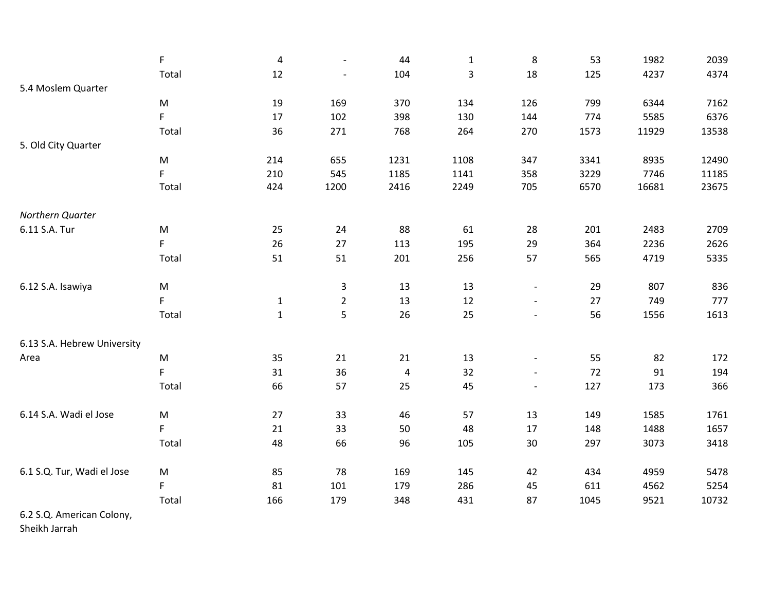| | | | | | | | | | |
|---|---|---|---|---|---|---|---|---|---|
| | F | 4 | - | 44 | 1 | 8 | 53 | 1982 | 2039 |
| | Total | 12 | - | 104 | 3 | 18 | 125 | 4237 | 4374 |
| 5.4 Moslem Quarter | | | | | | | | | |
| | M | 19 | 169 | 370 | 134 | 126 | 799 | 6344 | 7162 |
| | F | 17 | 102 | 398 | 130 | 144 | 774 | 5585 | 6376 |
| | Total | 36 | 271 | 768 | 264 | 270 | 1573 | 11929 | 13538 |
| 5. Old City Quarter | | | | | | | | | |
| | M | 214 | 655 | 1231 | 1108 | 347 | 3341 | 8935 | 12490 |
| | F | 210 | 545 | 1185 | 1141 | 358 | 3229 | 7746 | 11185 |
| | Total | 424 | 1200 | 2416 | 2249 | 705 | 6570 | 16681 | 23675 |
| *Northern Quarter* | | | | | | | | | |
| 6.11 S.A. Tur | M | 25 | 24 | 88 | 61 | 28 | 201 | 2483 | 2709 |
| | F | 26 | 27 | 113 | 195 | 29 | 364 | 2236 | 2626 |
| | Total | 51 | 51 | 201 | 256 | 57 | 565 | 4719 | 5335 |
| 6.12 S.A. Isawiya | M | | 3 | 13 | 13 | - | 29 | 807 | 836 |
| | F | 1 | 2 | 13 | 12 | - | 27 | 749 | 777 |
| | Total | 1 | 5 | 26 | 25 | - | 56 | 1556 | 1613 |
| 6.13 S.A. Hebrew University Area | M | 35 | 21 | 21 | 13 | - | 55 | 82 | 172 |
| | F | 31 | 36 | 4 | 32 | - | 72 | 91 | 194 |
| | Total | 66 | 57 | 25 | 45 | - | 127 | 173 | 366 |
| 6.14 S.A. Wadi el Jose | M | 27 | 33 | 46 | 57 | 13 | 149 | 1585 | 1761 |
| | F | 21 | 33 | 50 | 48 | 17 | 148 | 1488 | 1657 |
| | Total | 48 | 66 | 96 | 105 | 30 | 297 | 3073 | 3418 |
| 6.1 S.Q. Tur, Wadi el Jose | M | 85 | 78 | 169 | 145 | 42 | 434 | 4959 | 5478 |
| | F | 81 | 101 | 179 | 286 | 45 | 611 | 4562 | 5254 |
| | Total | 166 | 179 | 348 | 431 | 87 | 1045 | 9521 | 10732 |
| 6.2 S.Q. American Colony, Sheikh Jarrah | | | | | | | | | |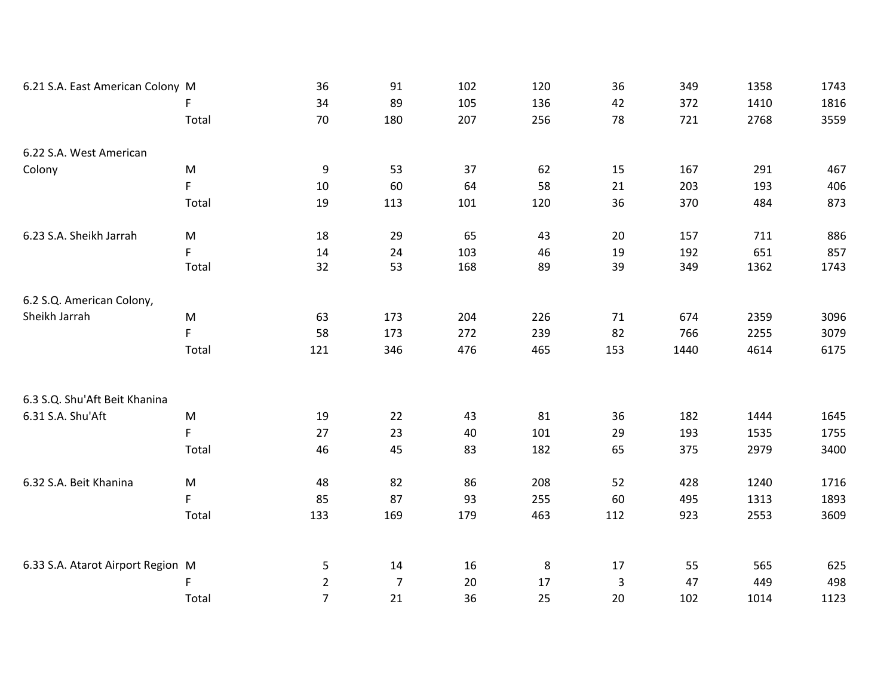| | | | | | | | | | |
|---|---|---|---|---|---|---|---|---|---|
| 6.21 S.A. East American Colony | M | 36 | 91 | 102 | 120 | 36 | 349 | 1358 | 1743 |
| | F | 34 | 89 | 105 | 136 | 42 | 372 | 1410 | 1816 |
| | Total | 70 | 180 | 207 | 256 | 78 | 721 | 2768 | 3559 |
| 6.22 S.A. West American Colony | M | 9 | 53 | 37 | 62 | 15 | 167 | 291 | 467 |
| | F | 10 | 60 | 64 | 58 | 21 | 203 | 193 | 406 |
| | Total | 19 | 113 | 101 | 120 | 36 | 370 | 484 | 873 |
| 6.23 S.A. Sheikh Jarrah | M | 18 | 29 | 65 | 43 | 20 | 157 | 711 | 886 |
| | F | 14 | 24 | 103 | 46 | 19 | 192 | 651 | 857 |
| | Total | 32 | 53 | 168 | 89 | 39 | 349 | 1362 | 1743 |
| 6.2 S.Q. American Colony, Sheikh Jarrah | M | 63 | 173 | 204 | 226 | 71 | 674 | 2359 | 3096 |
| | F | 58 | 173 | 272 | 239 | 82 | 766 | 2255 | 3079 |
| | Total | 121 | 346 | 476 | 465 | 153 | 1440 | 4614 | 6175 |
| 6.3 S.Q. Shu'Aft Beit Khanina | | | | | | | | | |
| 6.31 S.A. Shu'Aft | M | 19 | 22 | 43 | 81 | 36 | 182 | 1444 | 1645 |
| | F | 27 | 23 | 40 | 101 | 29 | 193 | 1535 | 1755 |
| | Total | 46 | 45 | 83 | 182 | 65 | 375 | 2979 | 3400 |
| 6.32 S.A. Beit Khanina | M | 48 | 82 | 86 | 208 | 52 | 428 | 1240 | 1716 |
| | F | 85 | 87 | 93 | 255 | 60 | 495 | 1313 | 1893 |
| | Total | 133 | 169 | 179 | 463 | 112 | 923 | 2553 | 3609 |
| 6.33 S.A. Atarot Airport Region | M | 5 | 14 | 16 | 8 | 17 | 55 | 565 | 625 |
| | F | 2 | 7 | 20 | 17 | 3 | 47 | 449 | 498 |
| | Total | 7 | 21 | 36 | 25 | 20 | 102 | 1014 | 1123 |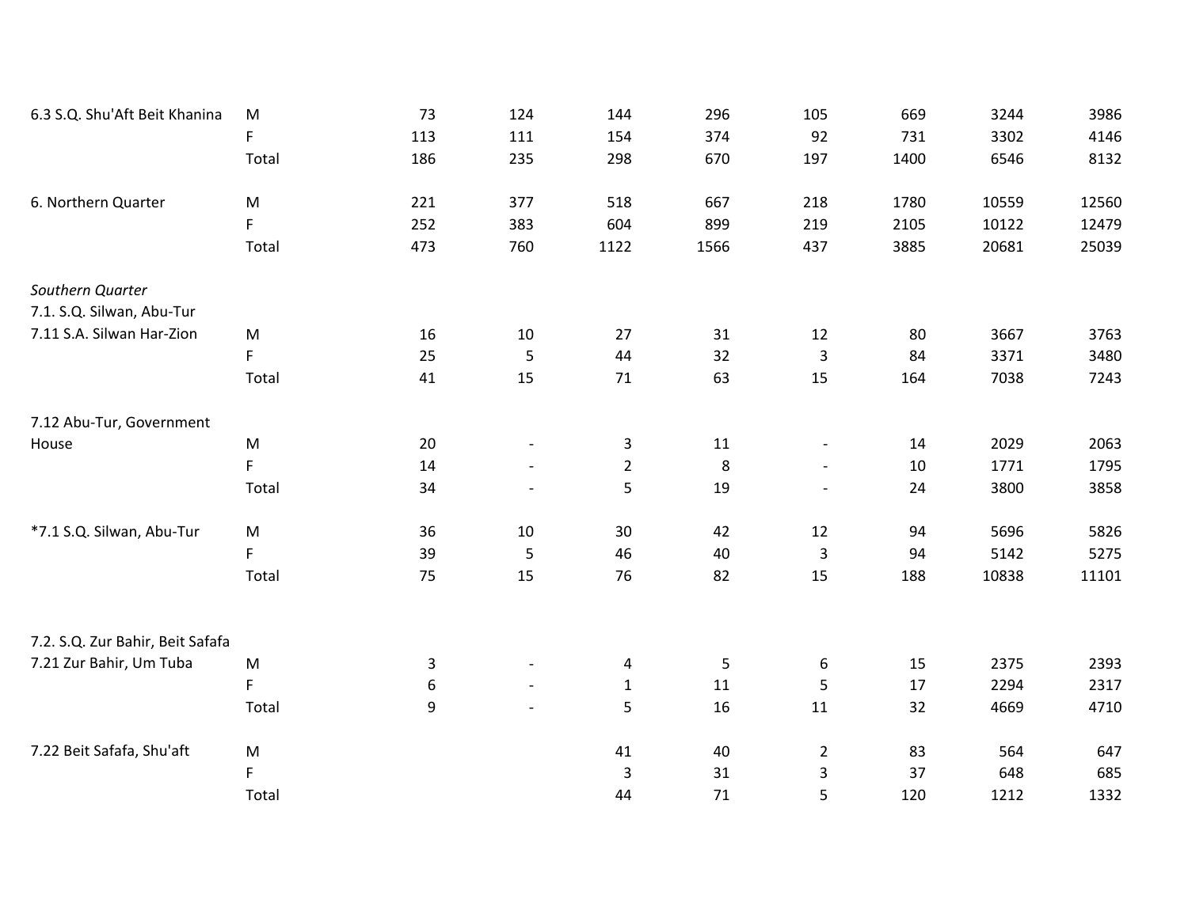| | | | | | | | | | |
|---|---|---|---|---|---|---|---|---|---|
| 6.3 S.Q. Shu'Aft Beit Khanina | M | 73 | 124 | 144 | 296 | 105 | 669 | 3244 | 3986 |
| | F | 113 | 111 | 154 | 374 | 92 | 731 | 3302 | 4146 |
| | Total | 186 | 235 | 298 | 670 | 197 | 1400 | 6546 | 8132 |
| 6. Northern Quarter | M | 221 | 377 | 518 | 667 | 218 | 1780 | 10559 | 12560 |
| | F | 252 | 383 | 604 | 899 | 219 | 2105 | 10122 | 12479 |
| | Total | 473 | 760 | 1122 | 1566 | 437 | 3885 | 20681 | 25039 |
| *Southern Quarter* | | | | | | | | | |
| 7.1. S.Q. Silwan, Abu-Tur | | | | | | | | | |
| 7.11 S.A. Silwan Har-Zion | M | 16 | 10 | 27 | 31 | 12 | 80 | 3667 | 3763 |
| | F | 25 | 5 | 44 | 32 | 3 | 84 | 3371 | 3480 |
| | Total | 41 | 15 | 71 | 63 | 15 | 164 | 7038 | 7243 |
| 7.12 Abu-Tur, Government House | M | 20 | - | 3 | 11 | - | 14 | 2029 | 2063 |
| | F | 14 | - | 2 | 8 | - | 10 | 1771 | 1795 |
| | Total | 34 | - | 5 | 19 | - | 24 | 3800 | 3858 |
| *7.1 S.Q. Silwan, Abu-Tur | M | 36 | 10 | 30 | 42 | 12 | 94 | 5696 | 5826 |
| | F | 39 | 5 | 46 | 40 | 3 | 94 | 5142 | 5275 |
| | Total | 75 | 15 | 76 | 82 | 15 | 188 | 10838 | 11101 |
| 7.2. S.Q. Zur Bahir, Beit Safafa | | | | | | | | | |
| 7.21 Zur Bahir, Um Tuba | M | 3 | - | 4 | 5 | 6 | 15 | 2375 | 2393 |
| | F | 6 | - | 1 | 11 | 5 | 17 | 2294 | 2317 |
| | Total | 9 | - | 5 | 16 | 11 | 32 | 4669 | 4710 |
| 7.22 Beit Safafa, Shu'aft | M | | | 41 | 40 | 2 | 83 | 564 | 647 |
| | F | | | 3 | 31 | 3 | 37 | 648 | 685 |
| | Total | | | 44 | 71 | 5 | 120 | 1212 | 1332 |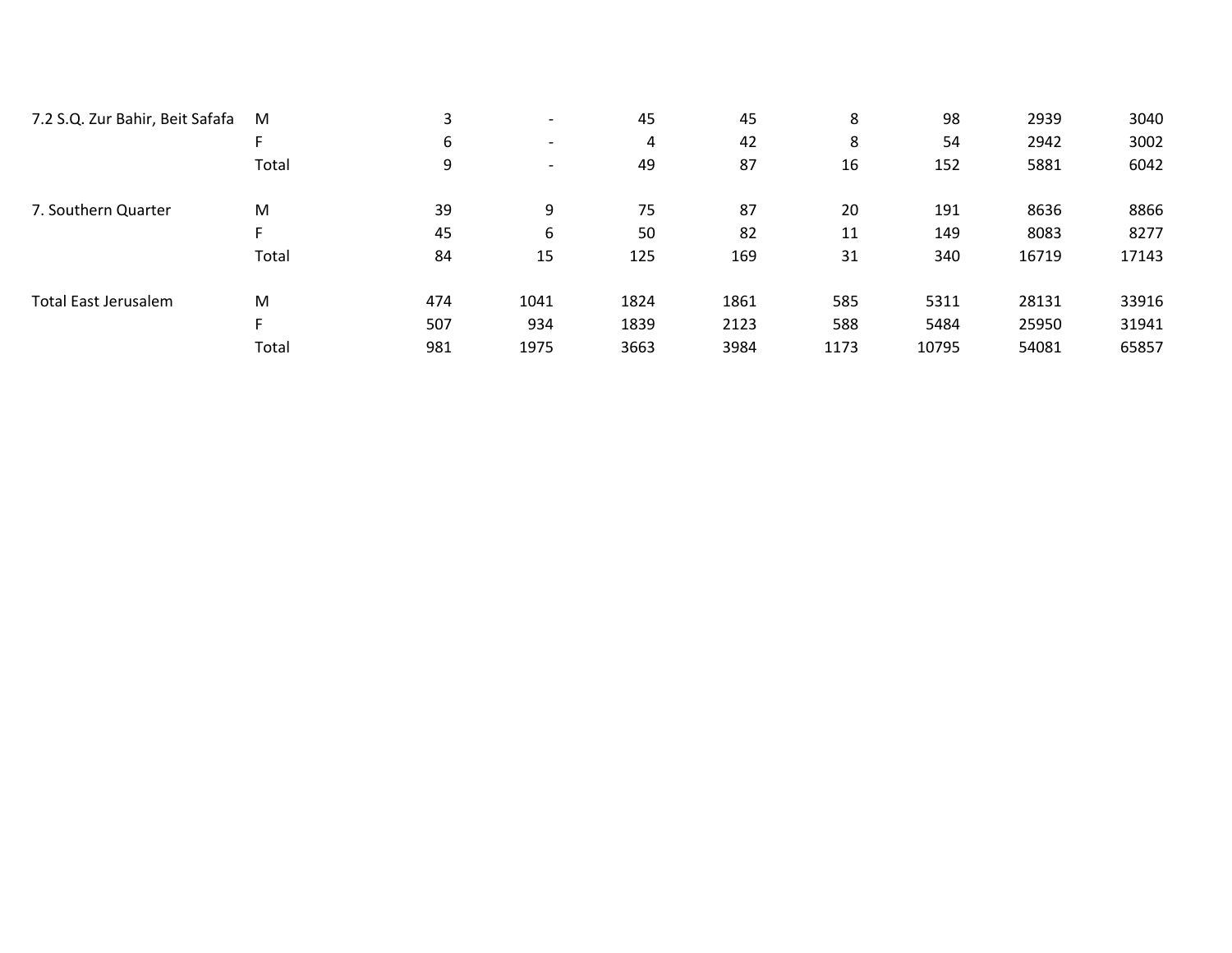| | | | | | | | | | |
|---|---|---|---|---|---|---|---|---|---|
| 7.2 S.Q. Zur Bahir, Beit Safafa | M | 3 | - | 45 | 45 | 8 | 98 | 2939 | 3040 |
| | F | 6 | - | 4 | 42 | 8 | 54 | 2942 | 3002 |
| | Total | 9 | - | 49 | 87 | 16 | 152 | 5881 | 6042 |
| 7. Southern Quarter | M | 39 | 9 | 75 | 87 | 20 | 191 | 8636 | 8866 |
| | F | 45 | 6 | 50 | 82 | 11 | 149 | 8083 | 8277 |
| | Total | 84 | 15 | 125 | 169 | 31 | 340 | 16719 | 17143 |
| Total East Jerusalem | M | 474 | 1041 | 1824 | 1861 | 585 | 5311 | 28131 | 33916 |
| | F | 507 | 934 | 1839 | 2123 | 588 | 5484 | 25950 | 31941 |
| | Total | 981 | 1975 | 3663 | 3984 | 1173 | 10795 | 54081 | 65857 |